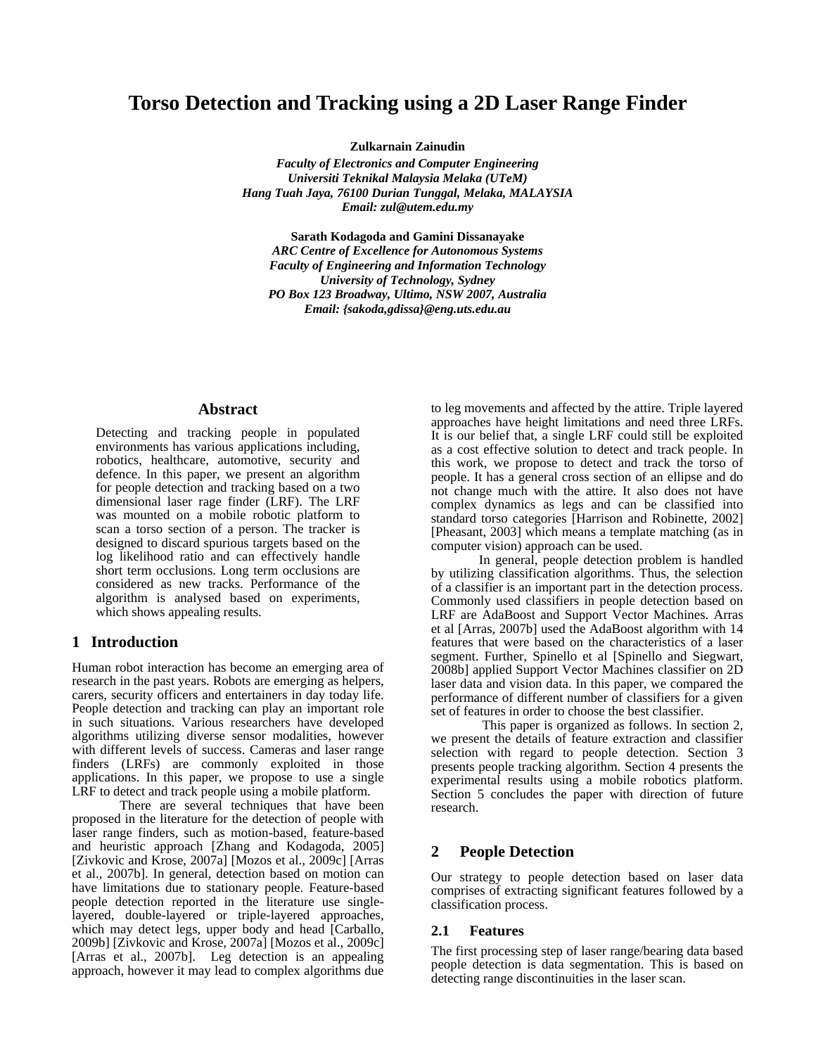# Torso Detection and Tracking using a 2D Laser Range Finder

**Zulkarnain Zainudin**

*Faculty of Electronics and Computer Engineering*
*Universiti Teknikal Malaysia Melaka (UTeM)*
*Hang Tuah Jaya, 76100 Durian Tunggal, Melaka, MALAYSIA*
*Email: zul@utem.edu.my*

**Sarath Kodagoda and Gamini Dissanayake**

*ARC Centre of Excellence for Autonomous Systems*
*Faculty of Engineering and Information Technology*
*University of Technology, Sydney*
*PO Box 123 Broadway, Ultimo, NSW 2007, Australia*
*Email: {sakoda,gdissa}@eng.uts.edu.au*

## Abstract

Detecting and tracking people in populated environments has various applications including, robotics, healthcare, automotive, security and defence. In this paper, we present an algorithm for people detection and tracking based on a two dimensional laser rage finder (LRF). The LRF was mounted on a mobile robotic platform to scan a torso section of a person. The tracker is designed to discard spurious targets based on the log likelihood ratio and can effectively handle short term occlusions. Long term occlusions are considered as new tracks. Performance of the algorithm is analysed based on experiments, which shows appealing results.

## 1 Introduction

Human robot interaction has become an emerging area of research in the past years. Robots are emerging as helpers, carers, security officers and entertainers in day today life. People detection and tracking can play an important role in such situations. Various researchers have developed algorithms utilizing diverse sensor modalities, however with different levels of success. Cameras and laser range finders (LRFs) are commonly exploited in those applications. In this paper, we propose to use a single LRF to detect and track people using a mobile platform.

There are several techniques that have been proposed in the literature for the detection of people with laser range finders, such as motion-based, feature-based and heuristic approach [Zhang and Kodagoda, 2005] [Zivkovic and Krose, 2007a] [Mozos et al., 2009c] [Arras et al., 2007b]. In general, detection based on motion can have limitations due to stationary people. Feature-based people detection reported in the literature use single-layered, double-layered or triple-layered approaches, which may detect legs, upper body and head [Carballo, 2009b] [Zivkovic and Krose, 2007a] [Mozos et al., 2009c] [Arras et al., 2007b]. Leg detection is an appealing approach, however it may lead to complex algorithms due to leg movements and affected by the attire. Triple layered approaches have height limitations and need three LRFs. It is our belief that, a single LRF could still be exploited as a cost effective solution to detect and track people. In this work, we propose to detect and track the torso of people. It has a general cross section of an ellipse and do not change much with the attire. It also does not have complex dynamics as legs and can be classified into standard torso categories [Harrison and Robinette, 2002] [Pheasant, 2003] which means a template matching (as in computer vision) approach can be used.

In general, people detection problem is handled by utilizing classification algorithms. Thus, the selection of a classifier is an important part in the detection process. Commonly used classifiers in people detection based on LRF are AdaBoost and Support Vector Machines. Arras et al [Arras, 2007b] used the AdaBoost algorithm with 14 features that were based on the characteristics of a laser segment. Further, Spinello et al [Spinello and Siegwart, 2008b] applied Support Vector Machines classifier on 2D laser data and vision data. In this paper, we compared the performance of different number of classifiers for a given set of features in order to choose the best classifier.

This paper is organized as follows. In section 2, we present the details of feature extraction and classifier selection with regard to people detection. Section 3 presents people tracking algorithm. Section 4 presents the experimental results using a mobile robotics platform. Section 5 concludes the paper with direction of future research.

## 2 People Detection

Our strategy to people detection based on laser data comprises of extracting significant features followed by a classification process.

### 2.1 Features

The first processing step of laser range/bearing data based people detection is data segmentation. This is based on detecting range discontinuities in the laser scan.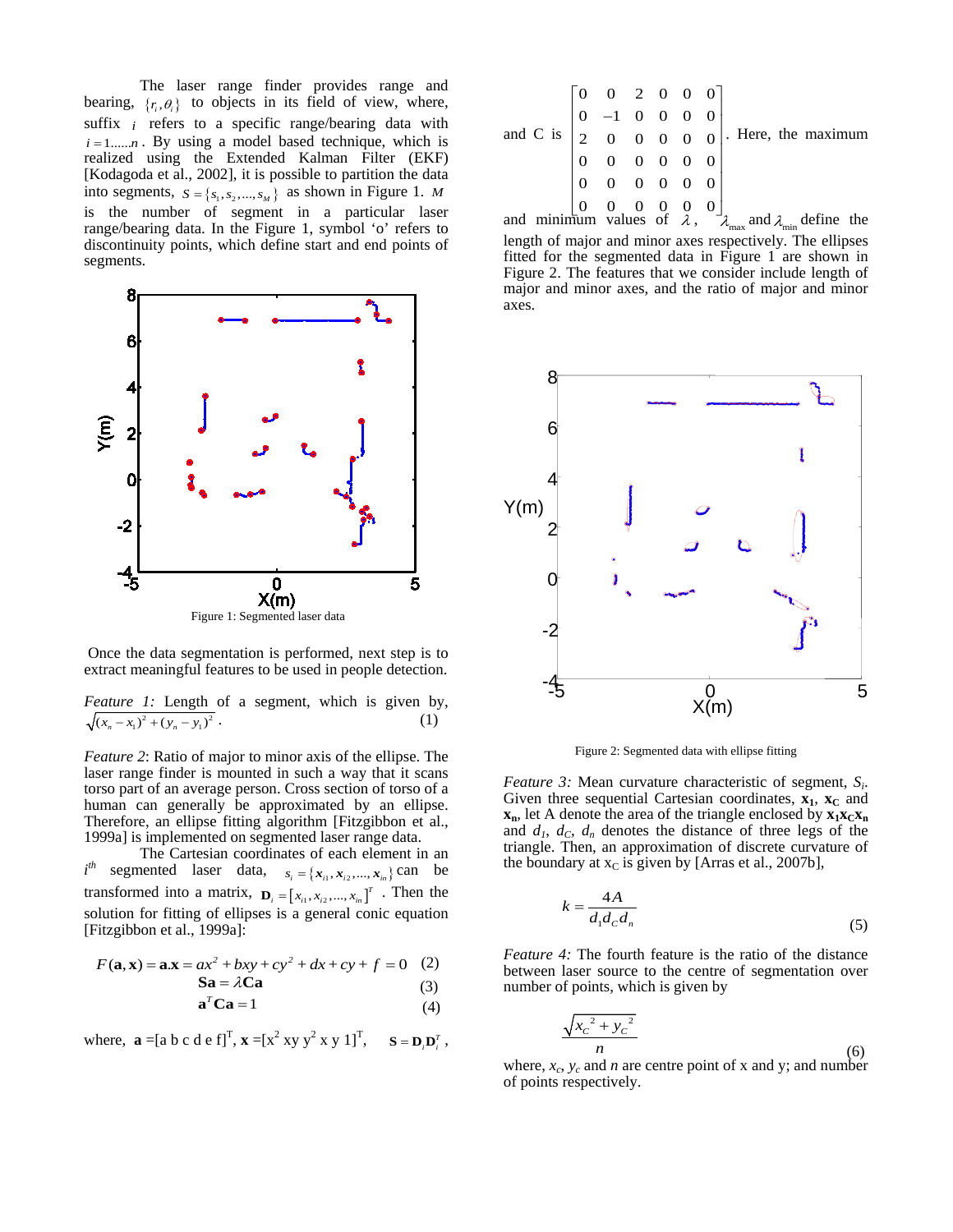The laser range finder provides range and bearing, $\{r_i, \theta_i\}$ to objects in its field of view, where, suffix $i$ refers to a specific range/bearing data with $i = 1......n$. By using a model based technique, which is realized using the Extended Kalman Filter (EKF) [Kodagoda et al., 2002], it is possible to partition the data into segments, $S = \{s_1, s_2, ..., s_M\}$ as shown in Figure 1. $M$ is the number of segment in a particular laser range/bearing data. In the Figure 1, symbol 'o' refers to discontinuity points, which define start and end points of segments.

Figure 1: Segmented laser data

Once the data segmentation is performed, next step is to extract meaningful features to be used in people detection.

*Feature 1:* Length of a segment, which is given by,

$$\sqrt{(x_n - x_1)^2 + (y_n - y_1)^2} \quad (1)$$

*Feature 2*: Ratio of major to minor axis of the ellipse. The laser range finder is mounted in such a way that it scans torso part of an average person. Cross section of torso of a human can generally be approximated by an ellipse. Therefore, an ellipse fitting algorithm [Fitzgibbon et al., 1999a] is implemented on segmented laser range data.

The Cartesian coordinates of each element in an $i^{th}$ segmented laser data, $s_i = \{\mathbf{x}_{i1}, \mathbf{x}_{i2}, ..., \mathbf{x}_{in}\}$ can be transformed into a matrix, $\mathbf{D}_i = [x_{i1}, x_{i2}, ..., x_{in}]^T$. Then the solution for fitting of ellipses is a general conic equation [Fitzgibbon et al., 1999a]:

$$F(\mathbf{a}, \mathbf{x}) = \mathbf{a}.\mathbf{x} = ax^2 + bxy + cy^2 + dx + cy + f = 0 \quad (2)$$

$$\mathbf{Sa} = \lambda \mathbf{Ca} \quad (3)$$

$$\mathbf{a}^T \mathbf{Ca} = 1 \quad (4)$$

where, $\mathbf{a}$ =[a b c d e f]$^T$, $\mathbf{x}$ =[x$^2$ xy y$^2$ x y 1]$^T$, $\mathbf{S} = \mathbf{D}_i \mathbf{D}_i^T$, and C is

$$\begin{bmatrix} 0 & 0 & 2 & 0 & 0 & 0 \\ 0 & -1 & 0 & 0 & 0 & 0 \\ 2 & 0 & 0 & 0 & 0 & 0 \\ 0 & 0 & 0 & 0 & 0 & 0 \\ 0 & 0 & 0 & 0 & 0 & 0 \\ 0 & 0 & 0 & 0 & 0 & 0 \end{bmatrix}$$

. Here, the maximum and minimum values of $\lambda$, $\lambda_{\max}$ and $\lambda_{\min}$ define the length of major and minor axes respectively. The ellipses fitted for the segmented data in Figure 1 are shown in Figure 2. The features that we consider include length of major and minor axes, and the ratio of major and minor axes.

Figure 2: Segmented data with ellipse fitting

*Feature 3:* Mean curvature characteristic of segment, $S_i$. Given three sequential Cartesian coordinates, $\mathbf{x_1}$, $\mathbf{x_C}$ and $\mathbf{x_n}$, let A denote the area of the triangle enclosed by $\mathbf{x_1 x_C x_n}$ and $d_1$, $d_C$, $d_n$ denotes the distance of three legs of the triangle. Then, an approximation of discrete curvature of the boundary at $x_C$ is given by [Arras et al., 2007b],

$$k = \frac{4A}{d_1 d_C d_n} \quad (5)$$

*Feature 4:* The fourth feature is the ratio of the distance between laser source to the centre of segmentation over number of points, which is given by

$$\frac{\sqrt{x_C^{\ 2} + y_C^{\ 2}}}{n} \quad (6)$$

where, $x_c$, $y_c$ and $n$ are centre point of x and y; and number of points respectively.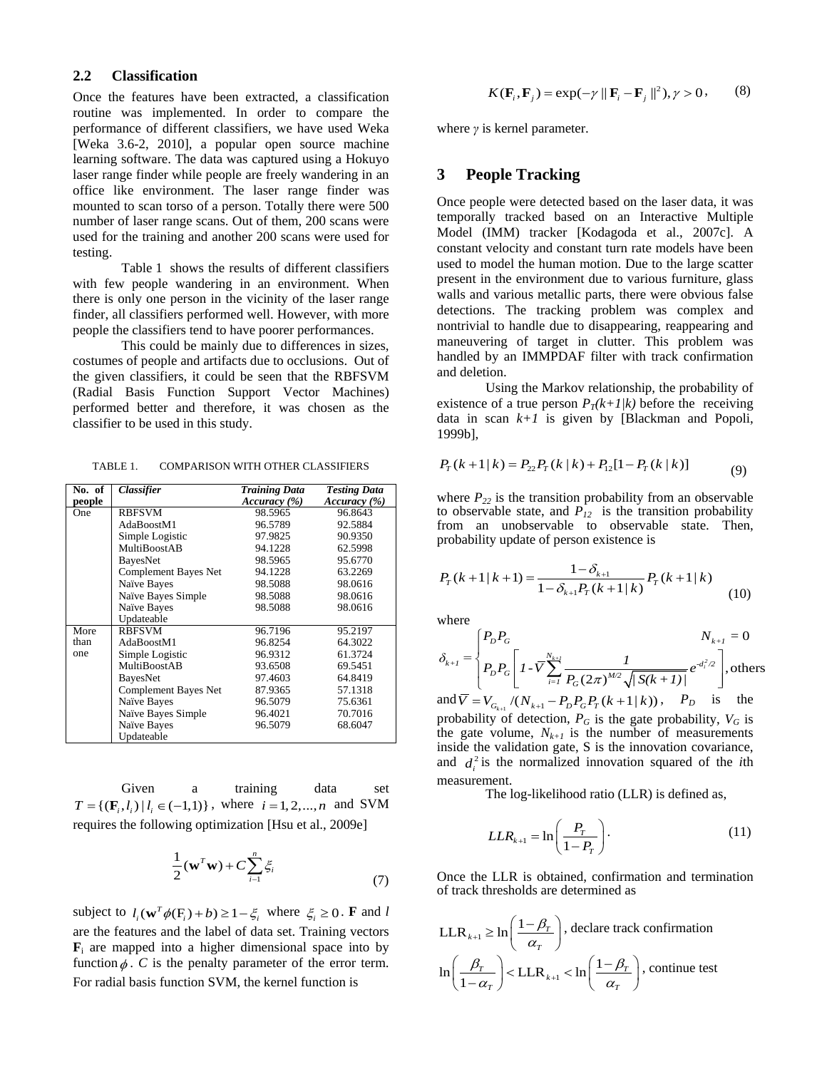## 2.2 Classification

Once the features have been extracted, a classification routine was implemented. In order to compare the performance of different classifiers, we have used Weka [Weka 3.6-2, 2010], a popular open source machine learning software. The data was captured using a Hokuyo laser range finder while people are freely wandering in an office like environment. The laser range finder was mounted to scan torso of a person. Totally there were 500 number of laser range scans. Out of them, 200 scans were used for the training and another 200 scans were used for testing.

Table 1 shows the results of different classifiers with few people wandering in an environment. When there is only one person in the vicinity of the laser range finder, all classifiers performed well. However, with more people the classifiers tend to have poorer performances.

This could be mainly due to differences in sizes, costumes of people and artifacts due to occlusions. Out of the given classifiers, it could be seen that the RBFSVM (Radial Basis Function Support Vector Machines) performed better and therefore, it was chosen as the classifier to be used in this study.

TABLE 1. COMPARISON WITH OTHER CLASSIFIERS

| No. of people | *Classifier* | *Training Data Accuracy (%)* | *Testing Data Accuracy (%)* |
|---|---|---|---|
| One | RBFSVM | 98.5965 | 96.8643 |
| | AdaBoostM1 | 96.5789 | 92.5884 |
| | Simple Logistic | 97.9825 | 90.9350 |
| | MultiBoostAB | 94.1228 | 62.5998 |
| | BayesNet | 98.5965 | 95.6770 |
| | Complement Bayes Net | 94.1228 | 63.2269 |
| | Naïve Bayes | 98.5088 | 98.0616 |
| | Naïve Bayes Simple | 98.5088 | 98.0616 |
| | Naïve Bayes Updateable | 98.5088 | 98.0616 |
| More than one | RBFSVM | 96.7196 | 95.2197 |
| | AdaBoostM1 | 96.8254 | 64.3022 |
| | Simple Logistic | 96.9312 | 61.3724 |
| | MultiBoostAB | 93.6508 | 69.5451 |
| | BayesNet | 97.4603 | 64.8419 |
| | Complement Bayes Net | 87.9365 | 57.1318 |
| | Naïve Bayes | 96.5079 | 75.6361 |
| | Naïve Bayes Simple | 96.4021 | 70.7016 |
| | Naïve Bayes Updateable | 96.5079 | 68.6047 |

Given a training data set $T = \{(\mathbf{F}_i, l_i) \mid l_i \in (-1,1)\}$, where $i = 1, 2, ..., n$ and SVM requires the following optimization [Hsu et al., 2009e]

$$\frac{1}{2}(\mathbf{w}^T \mathbf{w}) + C\sum_{i-1}^{n} \xi_i \tag{7}$$

subject to $l_i(\mathbf{w}^T \phi(\mathrm{F}_i) + b) \geq 1 - \xi_i$ where $\xi_i \geq 0$. **F** and $l$ are the features and the label of data set. Training vectors $\mathbf{F}_i$ are mapped into a higher dimensional space into by function $\phi$. $C$ is the penalty parameter of the error term. For radial basis function SVM, the kernel function is

$$K(\mathbf{F}_i, \mathbf{F}_j) = \exp(-\gamma \| \mathbf{F}_i - \mathbf{F}_j \|^2), \gamma > 0, \tag{8}$$

where $\gamma$ is kernel parameter.

# 3 People Tracking

Once people were detected based on the laser data, it was temporally tracked based on an Interactive Multiple Model (IMM) tracker [Kodagoda et al., 2007c]. A constant velocity and constant turn rate models have been used to model the human motion. Due to the large scatter present in the environment due to various furniture, glass walls and various metallic parts, there were obvious false detections. The tracking problem was complex and nontrivial to handle due to disappearing, reappearing and maneuvering of target in clutter. This problem was handled by an IMMPDAF filter with track confirmation and deletion.

Using the Markov relationship, the probability of existence of a true person $P_T(k+1|k)$ before the receiving data in scan $k+1$ is given by [Blackman and Popoli, 1999b],

$$P_T(k+1 \mid k) = P_{22} P_T(k \mid k) + P_{12}[1 - P_T(k \mid k)] \tag{9}$$

where $P_{22}$ is the transition probability from an observable to observable state, and $P_{12}$ is the transition probability from an unobservable to observable state. Then, probability update of person existence is

$$P_T(k+1 \mid k+1) = \frac{1 - \delta_{k+1}}{1 - \delta_{k+1} P_T(k+1 \mid k)} P_T(k+1 \mid k) \tag{10}$$

where

$$\delta_{k+1} = \begin{cases} P_D P_G & N_{k+1} = 0 \\ P_D P_G \left[ 1 - \bar{V} \sum_{i=1}^{N_{k+1}} \frac{1}{P_G (2\pi)^{M/2} \sqrt{|S(k+1)|}} e^{-d_i^2/2} \right], & \text{others} \end{cases}$$

and $\bar{V} = V_{G_{k+1}} / (N_{k+1} - P_D P_G P_T(k+1 \mid k))$, $P_D$ is the probability of detection, $P_G$ is the gate probability, $V_G$ is the gate volume, $N_{k+1}$ is the number of measurements inside the validation gate, S is the innovation covariance, and $d_i^2$ is the normalized innovation squared of the *i*th measurement.

The log-likelihood ratio (LLR) is defined as,

$$LLR_{k+1} = \ln\left(\frac{P_T}{1 - P_T}\right). \tag{11}$$

Once the LLR is obtained, confirmation and termination of track thresholds are determined as

$$\mathrm{LLR}_{k+1} \geq \ln\left(\frac{1 - \beta_T}{\alpha_T}\right), \text{ declare track confirmation}$$

$$\ln\left(\frac{\beta_T}{1 - \alpha_T}\right) < \mathrm{LLR}_{k+1} < \ln\left(\frac{1 - \beta_T}{\alpha_T}\right), \text{ continue test}$$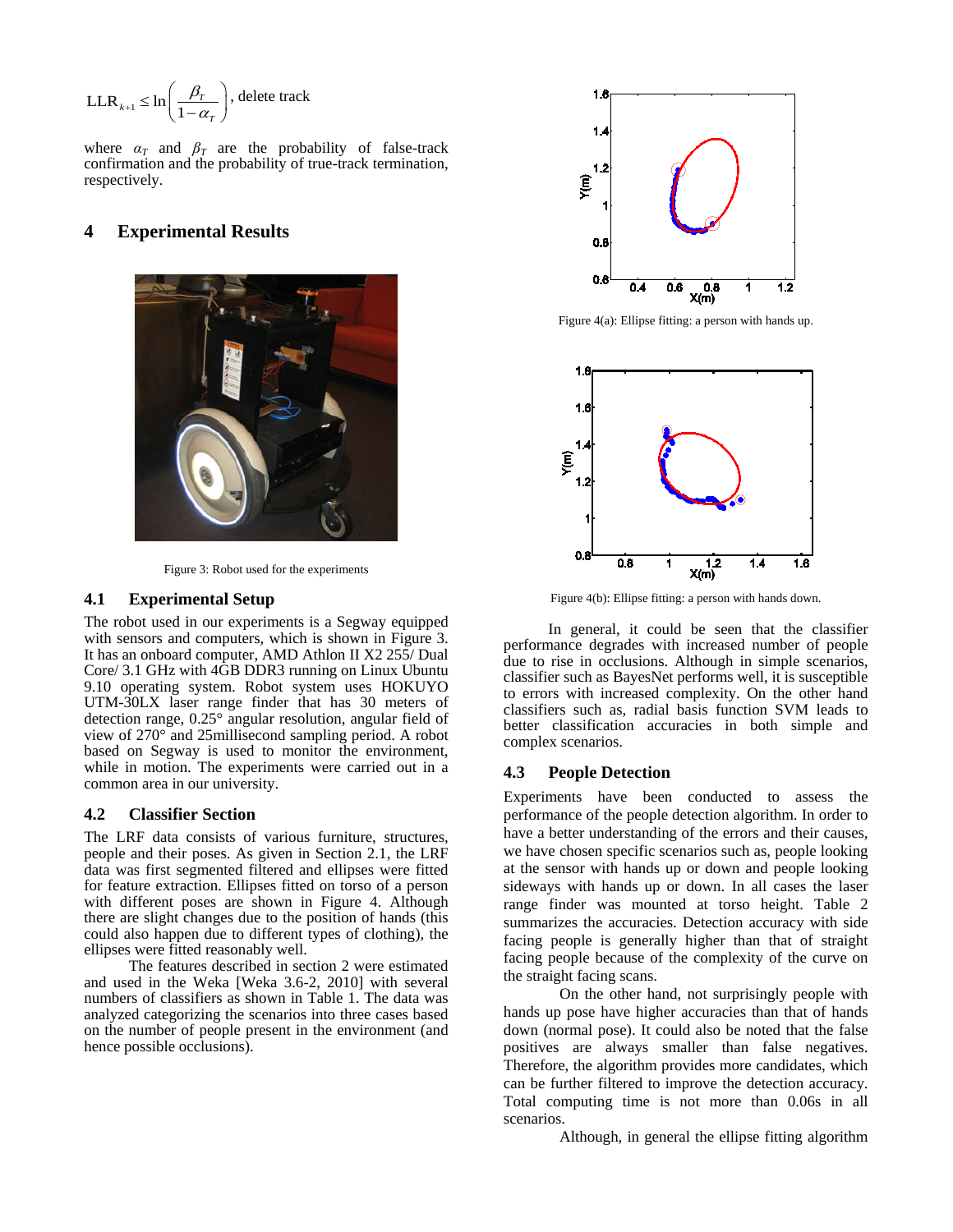$$\text{LLR}_{k+1} \le \ln\left(\frac{\beta_T}{1-\alpha_T}\right), \text{ delete track}$$

where $\alpha_T$ and $\beta_T$ are the probability of false-track confirmation and the probability of true-track termination, respectively.

## 4 Experimental Results

Figure 3: Robot used for the experiments

### 4.1 Experimental Setup

The robot used in our experiments is a Segway equipped with sensors and computers, which is shown in Figure 3. It has an onboard computer, AMD Athlon II X2 255/ Dual Core/ 3.1 GHz with 4GB DDR3 running on Linux Ubuntu 9.10 operating system. Robot system uses HOKUYO UTM-30LX laser range finder that has 30 meters of detection range, 0.25° angular resolution, angular field of view of 270° and 25millisecond sampling period. A robot based on Segway is used to monitor the environment, while in motion. The experiments were carried out in a common area in our university.

### 4.2 Classifier Section

The LRF data consists of various furniture, structures, people and their poses. As given in Section 2.1, the LRF data was first segmented filtered and ellipses were fitted for feature extraction. Ellipses fitted on torso of a person with different poses are shown in Figure 4. Although there are slight changes due to the position of hands (this could also happen due to different types of clothing), the ellipses were fitted reasonably well.

The features described in section 2 were estimated and used in the Weka [Weka 3.6-2, 2010] with several numbers of classifiers as shown in Table 1. The data was analyzed categorizing the scenarios into three cases based on the number of people present in the environment (and hence possible occlusions).

Figure 4(a): Ellipse fitting: a person with hands up.

Figure 4(b): Ellipse fitting: a person with hands down.

In general, it could be seen that the classifier performance degrades with increased number of people due to rise in occlusions. Although in simple scenarios, classifier such as BayesNet performs well, it is susceptible to errors with increased complexity. On the other hand classifiers such as, radial basis function SVM leads to better classification accuracies in both simple and complex scenarios.

### 4.3 People Detection

Experiments have been conducted to assess the performance of the people detection algorithm. In order to have a better understanding of the errors and their causes, we have chosen specific scenarios such as, people looking at the sensor with hands up or down and people looking sideways with hands up or down. In all cases the laser range finder was mounted at torso height. Table 2 summarizes the accuracies. Detection accuracy with side facing people is generally higher than that of straight facing people because of the complexity of the curve on the straight facing scans.

On the other hand, not surprisingly people with hands up pose have higher accuracies than that of hands down (normal pose). It could also be noted that the false positives are always smaller than false negatives. Therefore, the algorithm provides more candidates, which can be further filtered to improve the detection accuracy. Total computing time is not more than 0.06s in all scenarios.

Although, in general the ellipse fitting algorithm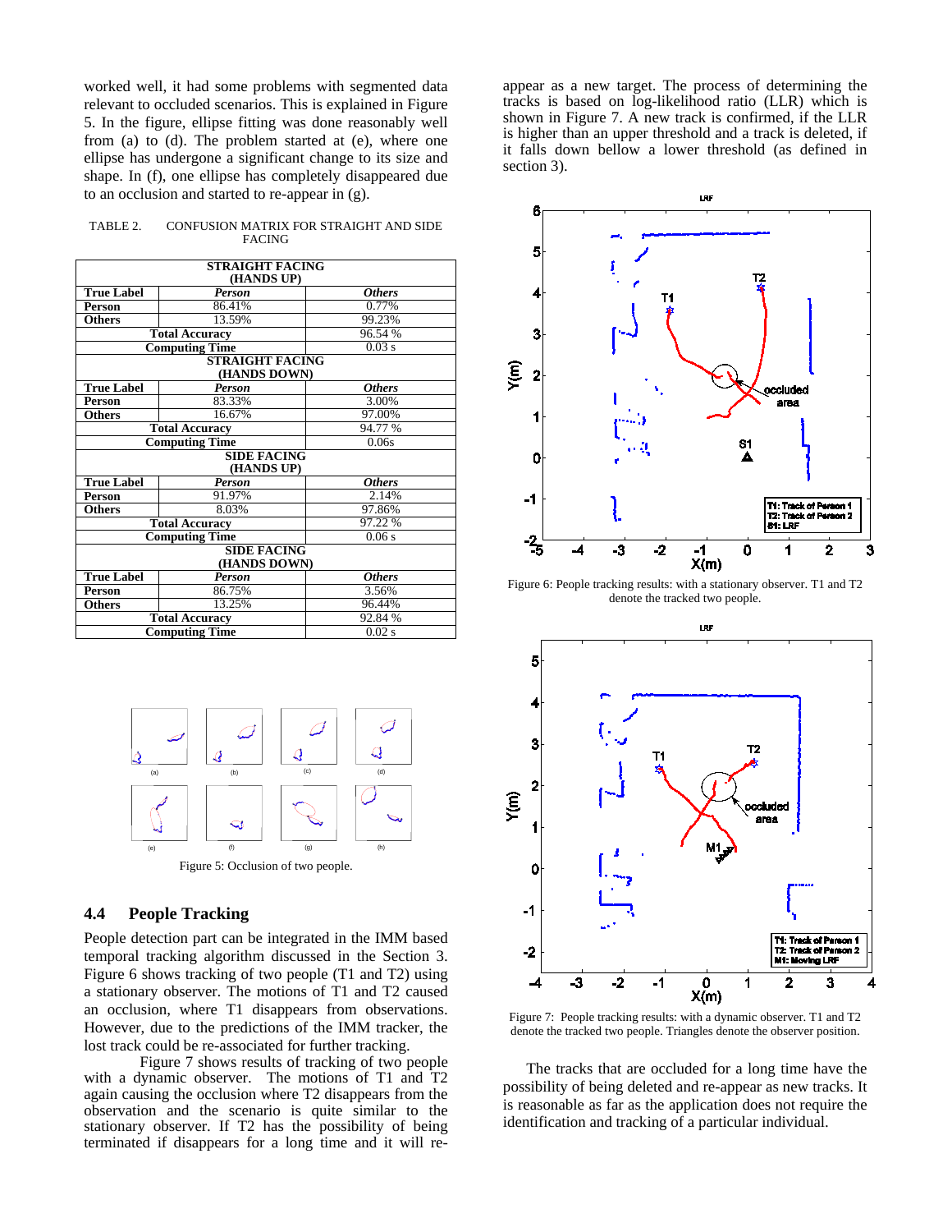worked well, it had some problems with segmented data relevant to occluded scenarios. This is explained in Figure 5. In the figure, ellipse fitting was done reasonably well from (a) to (d). The problem started at (e), where one ellipse has undergone a significant change to its size and shape. In (f), one ellipse has completely disappeared due to an occlusion and started to re-appear in (g).

TABLE 2. CONFUSION MATRIX FOR STRAIGHT AND SIDE FACING

| STRAIGHT FACING (HANDS UP) | | |
|---|---|---|
| **True Label** | ***Person*** | ***Others*** |
| **Person** | 86.41% | 0.77% |
| **Others** | 13.59% | 99.23% |
| **Total Accuracy** | | 96.54 % |
| **Computing Time** | | 0.03 s |
| **STRAIGHT FACING (HANDS DOWN)** | | |
| **True Label** | ***Person*** | ***Others*** |
| **Person** | 83.33% | 3.00% |
| **Others** | 16.67% | 97.00% |
| **Total Accuracy** | | 94.77 % |
| **Computing Time** | | 0.06s |
| **SIDE FACING (HANDS UP)** | | |
| **True Label** | ***Person*** | ***Others*** |
| **Person** | 91.97% | 2.14% |
| **Others** | 8.03% | 97.86% |
| **Total Accuracy** | | 97.22 % |
| **Computing Time** | | 0.06 s |
| **SIDE FACING (HANDS DOWN)** | | |
| **True Label** | ***Person*** | ***Others*** |
| **Person** | 86.75% | 3.56% |
| **Others** | 13.25% | 96.44% |
| **Total Accuracy** | | 92.84 % |
| **Computing Time** | | 0.02 s |

Figure 5: Occlusion of two people.

### 4.4 People Tracking

People detection part can be integrated in the IMM based temporal tracking algorithm discussed in the Section 3. Figure 6 shows tracking of two people (T1 and T2) using a stationary observer. The motions of T1 and T2 caused an occlusion, where T1 disappears from observations. However, due to the predictions of the IMM tracker, the lost track could be re-associated for further tracking.

Figure 7 shows results of tracking of two people with a dynamic observer. The motions of T1 and T2 again causing the occlusion where T2 disappears from the observation and the scenario is quite similar to the stationary observer. If T2 has the possibility of being terminated if disappears for a long time and it will re-appear as a new target. The process of determining the tracks is based on log-likelihood ratio (LLR) which is shown in Figure 7. A new track is confirmed, if the LLR is higher than an upper threshold and a track is deleted, if it falls down bellow a lower threshold (as defined in section 3).

Figure 6: People tracking results: with a stationary observer. T1 and T2 denote the tracked two people.

Figure 7: People tracking results: with a dynamic observer. T1 and T2 denote the tracked two people. Triangles denote the observer position.

The tracks that are occluded for a long time have the possibility of being deleted and re-appear as new tracks. It is reasonable as far as the application does not require the identification and tracking of a particular individual.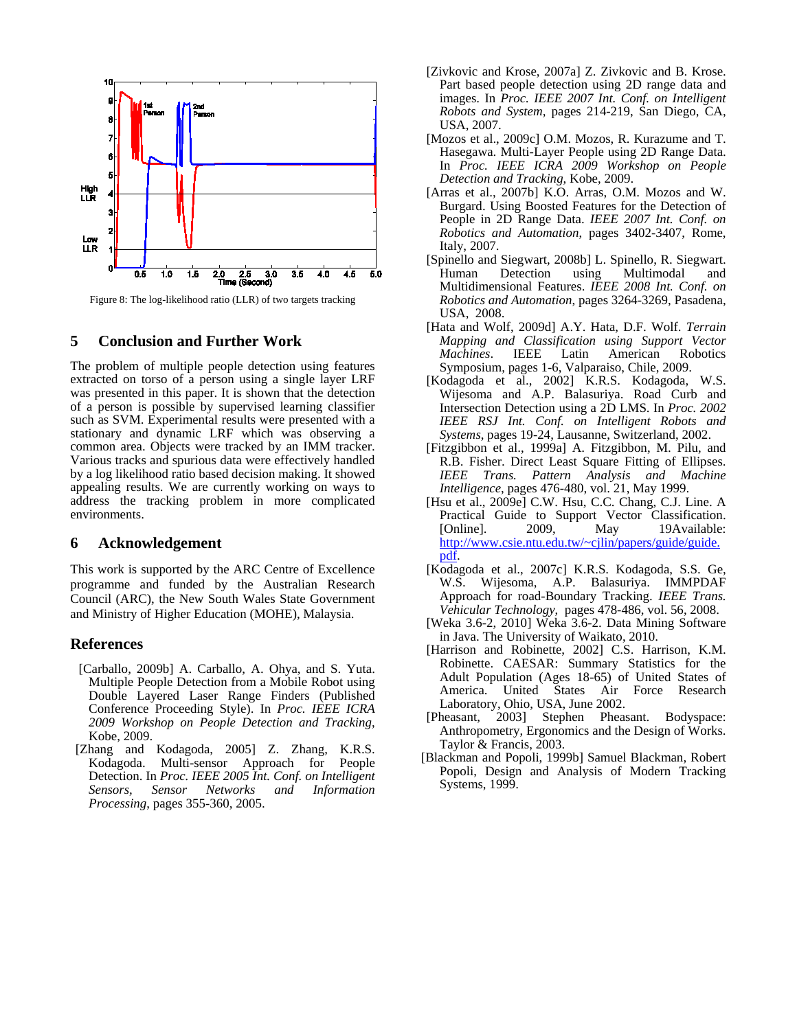Figure 8: The log-likelihood ratio (LLR) of two targets tracking

## 5 Conclusion and Further Work

The problem of multiple people detection using features extracted on torso of a person using a single layer LRF was presented in this paper. It is shown that the detection of a person is possible by supervised learning classifier such as SVM. Experimental results were presented with a stationary and dynamic LRF which was observing a common area. Objects were tracked by an IMM tracker. Various tracks and spurious data were effectively handled by a log likelihood ratio based decision making. It showed appealing results. We are currently working on ways to address the tracking problem in more complicated environments.

## 6 Acknowledgement

This work is supported by the ARC Centre of Excellence programme and funded by the Australian Research Council (ARC), the New South Wales State Government and Ministry of Higher Education (MOHE), Malaysia.

## References

[Carballo, 2009b] A. Carballo, A. Ohya, and S. Yuta. Multiple People Detection from a Mobile Robot using Double Layered Laser Range Finders (Published Conference Proceeding Style). In *Proc. IEEE ICRA 2009 Workshop on People Detection and Tracking*, Kobe, 2009.

[Zhang and Kodagoda, 2005] Z. Zhang, K.R.S. Kodagoda. Multi-sensor Approach for People Detection. In *Proc. IEEE 2005 Int. Conf. on Intelligent Sensors, Sensor Networks and Information Processing*, pages 355-360, 2005.

[Zivkovic and Krose, 2007a] Z. Zivkovic and B. Krose. Part based people detection using 2D range data and images. In *Proc. IEEE 2007 Int. Conf. on Intelligent Robots and System*, pages 214-219, San Diego, CA, USA, 2007.

[Mozos et al., 2009c] O.M. Mozos, R. Kurazume and T. Hasegawa. Multi-Layer People using 2D Range Data. In *Proc. IEEE ICRA 2009 Workshop on People Detection and Tracking*, Kobe, 2009.

[Arras et al., 2007b] K.O. Arras, O.M. Mozos and W. Burgard. Using Boosted Features for the Detection of People in 2D Range Data. *IEEE 2007 Int. Conf. on Robotics and Automation*, pages 3402-3407, Rome, Italy, 2007.

[Spinello and Siegwart, 2008b] L. Spinello, R. Siegwart. Human Detection using Multimodal and Multidimensional Features. *IEEE 2008 Int. Conf. on Robotics and Automation*, pages 3264-3269, Pasadena, USA, 2008.

[Hata and Wolf, 2009d] A.Y. Hata, D.F. Wolf. *Terrain Mapping and Classification using Support Vector Machines*. IEEE Latin American Robotics Symposium, pages 1-6, Valparaiso, Chile, 2009.

[Kodagoda et al., 2002] K.R.S. Kodagoda, W.S. Wijesoma and A.P. Balasuriya. Road Curb and Intersection Detection using a 2D LMS. In *Proc. 2002 IEEE RSJ Int. Conf. on Intelligent Robots and Systems*, pages 19-24, Lausanne, Switzerland, 2002.

[Fitzgibbon et al., 1999a] A. Fitzgibbon, M. Pilu, and R.B. Fisher. Direct Least Square Fitting of Ellipses. *IEEE Trans. Pattern Analysis and Machine Intelligence*, pages 476-480, vol. 21, May 1999.

[Hsu et al., 2009e] C.W. Hsu, C.C. Chang, C.J. Line. A Practical Guide to Support Vector Classification. [Online]. 2009, May 19Available: http://www.csie.ntu.edu.tw/~cjlin/papers/guide/guide.pdf.

[Kodagoda et al., 2007c] K.R.S. Kodagoda, S.S. Ge, W.S. Wijesoma, A.P. Balasuriya. IMMPDAF Approach for road-Boundary Tracking. *IEEE Trans. Vehicular Technology*, pages 478-486, vol. 56, 2008.

[Weka 3.6-2, 2010] Weka 3.6-2. Data Mining Software in Java. The University of Waikato, 2010.

[Harrison and Robinette, 2002] C.S. Harrison, K.M. Robinette. CAESAR: Summary Statistics for the Adult Population (Ages 18-65) of United States of America. United States Air Force Research Laboratory, Ohio, USA, June 2002.

[Pheasant, 2003] Stephen Pheasant. Bodyspace: Anthropometry, Ergonomics and the Design of Works. Taylor & Francis, 2003.

[Blackman and Popoli, 1999b] Samuel Blackman, Robert Popoli, Design and Analysis of Modern Tracking Systems, 1999.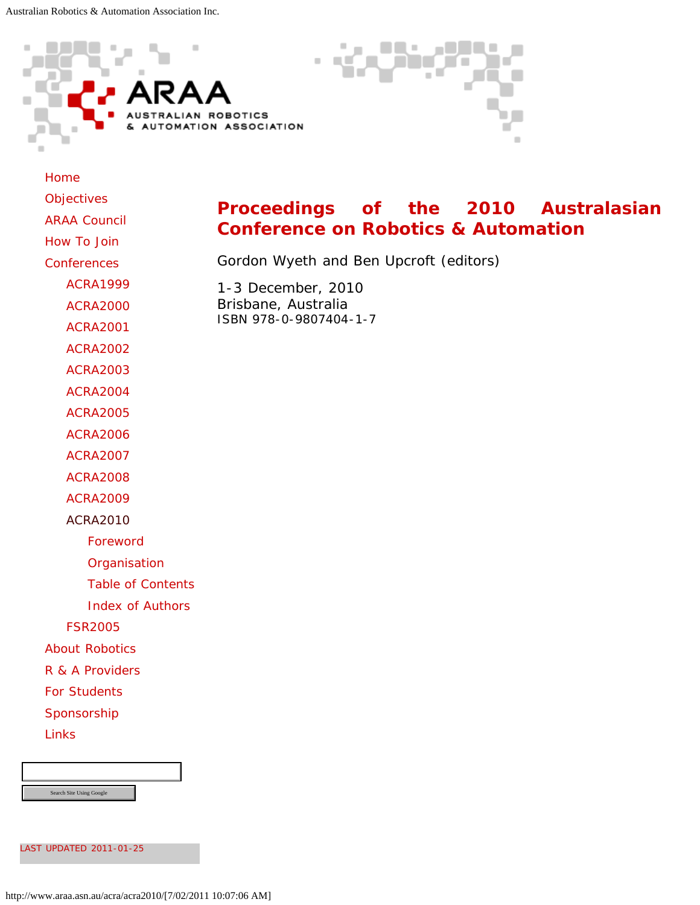Home

Objectives

ARAA Council

How To Join

Conferences

- ACRA1999
- ACRA2000
- ACRA2001
- ACRA2002
- ACRA2003
- ACRA2004
- ACRA2005
- ACRA2006
- ACRA2007
- ACRA2008
- ACRA2009
- ACRA2010
  - Foreword
  - Organisation
  - Table of Contents
  - Index of Authors
- FSR2005

About Robotics

R & A Providers

For Students

Sponsorship

Links

Search Site Using Google

LAST UPDATED 2011-01-25

# Proceedings of the 2010 Australasian Conference on Robotics & Automation

Gordon Wyeth and Ben Upcroft (editors)

1-3 December, 2010
Brisbane, Australia
ISBN 978-0-9807404-1-7